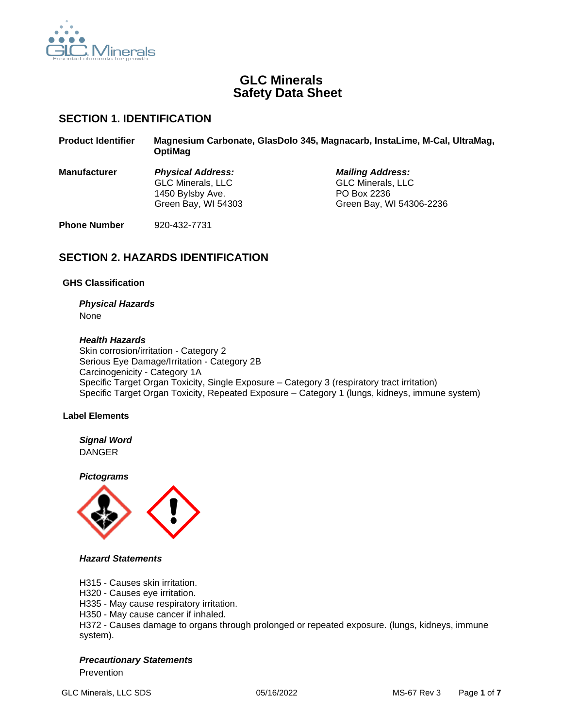# GLC Minerals
# Safety Data Sheet

## SECTION 1. IDENTIFICATION

**Product Identifier** **Magnesium Carbonate, GlasDolo 345, Magnacarb, InstaLime, M-Cal, UltraMag, OptiMag**

**Manufacturer**

***Physical Address:***
GLC Minerals, LLC
1450 Bylsby Ave.
Green Bay, WI 54303

***Mailing Address:***
GLC Minerals, LLC
PO Box 2236
Green Bay, WI 54306-2236

**Phone Number** 920-432-7731

## SECTION 2. HAZARDS IDENTIFICATION

### GHS Classification

***Physical Hazards***
None

***Health Hazards***
Skin corrosion/irritation - Category 2
Serious Eye Damage/Irritation - Category 2B
Carcinogenicity - Category 1A
Specific Target Organ Toxicity, Single Exposure – Category 3 (respiratory tract irritation)
Specific Target Organ Toxicity, Repeated Exposure – Category 1 (lungs, kidneys, immune system)

### Label Elements

***Signal Word***
DANGER

***Pictograms***

***Hazard Statements***

H315 - Causes skin irritation.
H320 - Causes eye irritation.
H335 - May cause respiratory irritation.
H350 - May cause cancer if inhaled.
H372 - Causes damage to organs through prolonged or repeated exposure. (lungs, kidneys, immune system).

***Precautionary Statements***
Prevention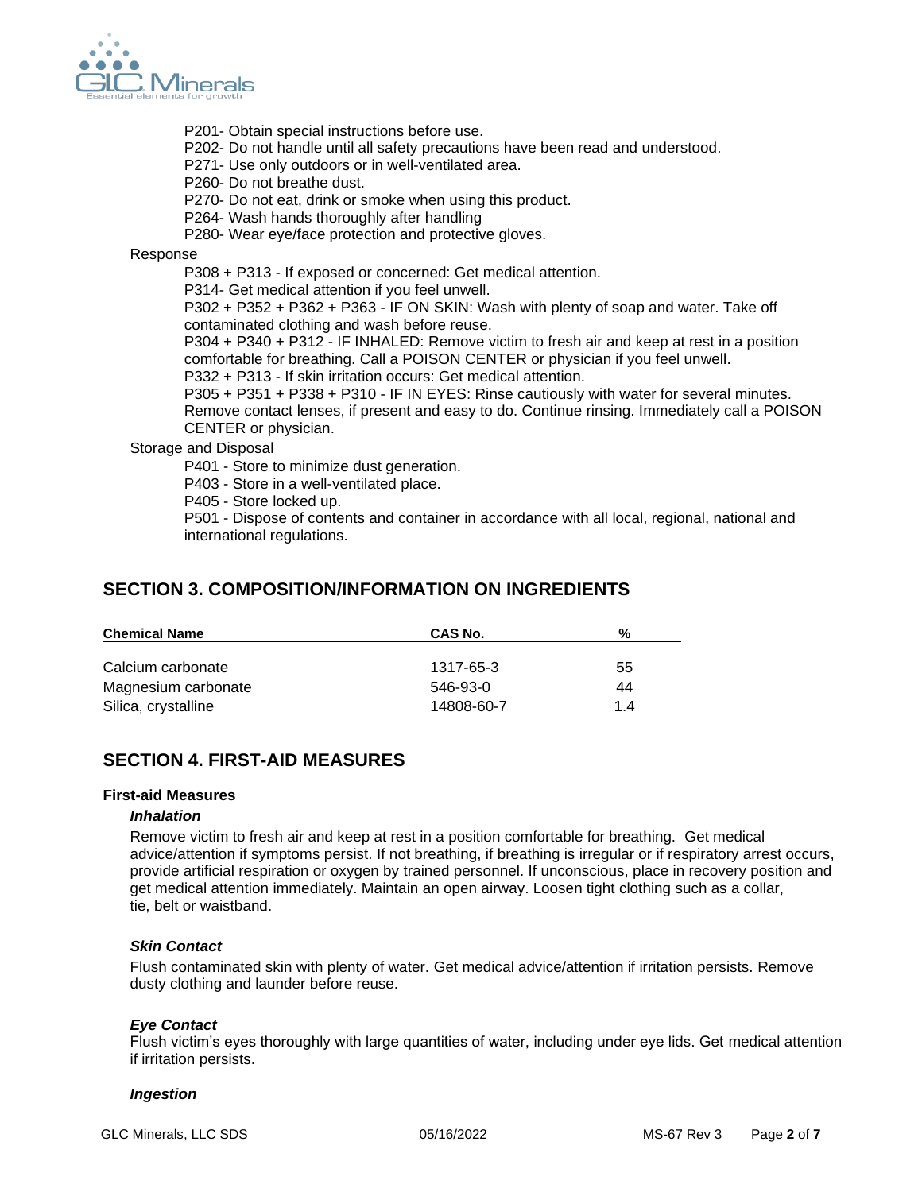P201- Obtain special instructions before use.
P202- Do not handle until all safety precautions have been read and understood.
P271- Use only outdoors or in well-ventilated area.
P260- Do not breathe dust.
P270- Do not eat, drink or smoke when using this product.
P264- Wash hands thoroughly after handling
P280- Wear eye/face protection and protective gloves.

Response

P308 + P313 - If exposed or concerned: Get medical attention.
P314- Get medical attention if you feel unwell.
P302 + P352 + P362 + P363 - IF ON SKIN: Wash with plenty of soap and water. Take off contaminated clothing and wash before reuse.
P304 + P340 + P312 - IF INHALED: Remove victim to fresh air and keep at rest in a position comfortable for breathing. Call a POISON CENTER or physician if you feel unwell.
P332 + P313 - If skin irritation occurs: Get medical attention.
P305 + P351 + P338 + P310 - IF IN EYES: Rinse cautiously with water for several minutes. Remove contact lenses, if present and easy to do. Continue rinsing. Immediately call a POISON CENTER or physician.

Storage and Disposal

P401 - Store to minimize dust generation.
P403 - Store in a well-ventilated place.
P405 - Store locked up.
P501 - Dispose of contents and container in accordance with all local, regional, national and international regulations.

## SECTION 3. COMPOSITION/INFORMATION ON INGREDIENTS

| Chemical Name | CAS No. | % |
|---|---|---|
| Calcium carbonate | 1317-65-3 | 55 |
| Magnesium carbonate | 546-93-0 | 44 |
| Silica, crystalline | 14808-60-7 | 1.4 |

## SECTION 4. FIRST-AID MEASURES

### First-aid Measures

***Inhalation***

Remove victim to fresh air and keep at rest in a position comfortable for breathing. Get medical advice/attention if symptoms persist. If not breathing, if breathing is irregular or if respiratory arrest occurs, provide artificial respiration or oxygen by trained personnel. If unconscious, place in recovery position and get medical attention immediately. Maintain an open airway. Loosen tight clothing such as a collar, tie, belt or waistband.

***Skin Contact***

Flush contaminated skin with plenty of water. Get medical advice/attention if irritation persists. Remove dusty clothing and launder before reuse.

***Eye Contact***

Flush victim's eyes thoroughly with large quantities of water, including under eye lids. Get medical attention if irritation persists.

***Ingestion***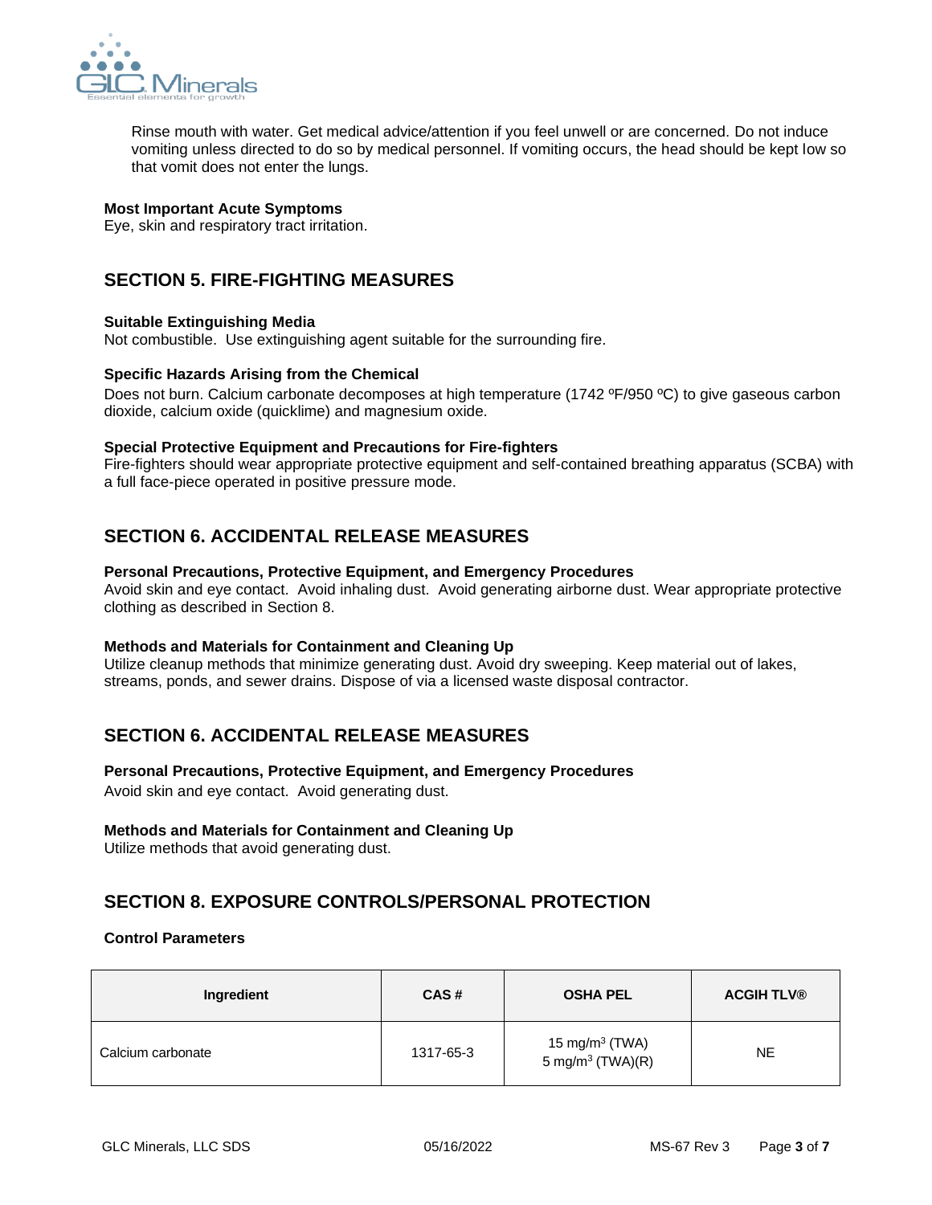Rinse mouth with water. Get medical advice/attention if you feel unwell or are concerned. Do not induce vomiting unless directed to do so by medical personnel. If vomiting occurs, the head should be kept low so that vomit does not enter the lungs.

**Most Important Acute Symptoms**
Eye, skin and respiratory tract irritation.

## SECTION 5. FIRE-FIGHTING MEASURES

**Suitable Extinguishing Media**
Not combustible. Use extinguishing agent suitable for the surrounding fire.

**Specific Hazards Arising from the Chemical**
Does not burn. Calcium carbonate decomposes at high temperature (1742 ºF/950 ºC) to give gaseous carbon dioxide, calcium oxide (quicklime) and magnesium oxide.

**Special Protective Equipment and Precautions for Fire-fighters**
Fire-fighters should wear appropriate protective equipment and self-contained breathing apparatus (SCBA) with a full face-piece operated in positive pressure mode.

## SECTION 6. ACCIDENTAL RELEASE MEASURES

**Personal Precautions, Protective Equipment, and Emergency Procedures**
Avoid skin and eye contact. Avoid inhaling dust. Avoid generating airborne dust. Wear appropriate protective clothing as described in Section 8.

**Methods and Materials for Containment and Cleaning Up**
Utilize cleanup methods that minimize generating dust. Avoid dry sweeping. Keep material out of lakes, streams, ponds, and sewer drains. Dispose of via a licensed waste disposal contractor.

## SECTION 6. ACCIDENTAL RELEASE MEASURES

**Personal Precautions, Protective Equipment, and Emergency Procedures**
Avoid skin and eye contact. Avoid generating dust.

**Methods and Materials for Containment and Cleaning Up**
Utilize methods that avoid generating dust.

## SECTION 8. EXPOSURE CONTROLS/PERSONAL PROTECTION

**Control Parameters**

| Ingredient | CAS # | OSHA PEL | ACGIH TLV® |
|---|---|---|---|
| Calcium carbonate | 1317-65-3 | 15 mg/m$^3$ (TWA)<br>5 mg/m$^3$ (TWA)(R) | NE |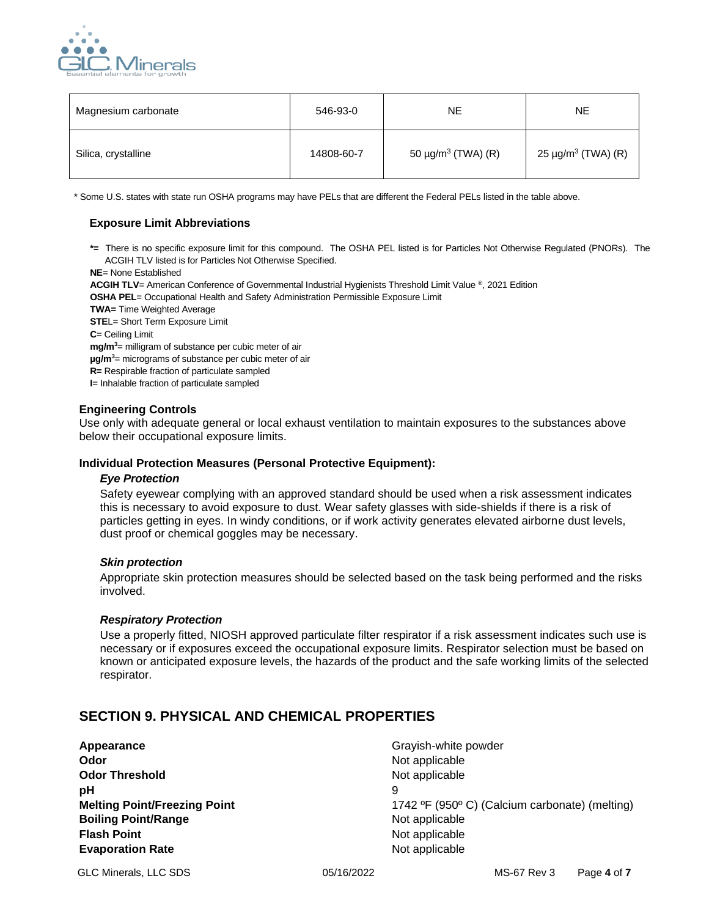| Magnesium carbonate | 546-93-0 | NE | NE |
|---|---|---|---|
| Silica, crystalline | 14808-60-7 | 50 µg/m$^3$ (TWA) (R) | 25 µg/m$^3$ (TWA) (R) |

* Some U.S. states with state run OSHA programs may have PELs that are different the Federal PELs listed in the table above.

### Exposure Limit Abbreviations

**\*=** There is no specific exposure limit for this compound. The OSHA PEL listed is for Particles Not Otherwise Regulated (PNORs). The ACGIH TLV listed is for Particles Not Otherwise Specified.

**NE**= None Established

**ACGIH TLV**= American Conference of Governmental Industrial Hygienists Threshold Limit Value ®, 2021 Edition

**OSHA PEL**= Occupational Health and Safety Administration Permissible Exposure Limit

**TWA=** Time Weighted Average

**STEL**= Short Term Exposure Limit

**C**= Ceiling Limit

**mg/m$^3$**= milligram of substance per cubic meter of air

**µg/m$^3$**= micrograms of substance per cubic meter of air

**R=** Respirable fraction of particulate sampled

**I**= Inhalable fraction of particulate sampled

### Engineering Controls

Use only with adequate general or local exhaust ventilation to maintain exposures to the substances above below their occupational exposure limits.

### Individual Protection Measures (Personal Protective Equipment):

***Eye Protection***

Safety eyewear complying with an approved standard should be used when a risk assessment indicates this is necessary to avoid exposure to dust. Wear safety glasses with side-shields if there is a risk of particles getting in eyes. In windy conditions, or if work activity generates elevated airborne dust levels, dust proof or chemical goggles may be necessary.

***Skin protection***

Appropriate skin protection measures should be selected based on the task being performed and the risks involved.

***Respiratory Protection***

Use a properly fitted, NIOSH approved particulate filter respirator if a risk assessment indicates such use is necessary or if exposures exceed the occupational exposure limits. Respirator selection must be based on known or anticipated exposure levels, the hazards of the product and the safe working limits of the selected respirator.

## SECTION 9. PHYSICAL AND CHEMICAL PROPERTIES

| | |
|---|---|
| **Appearance** | Grayish-white powder |
| **Odor** | Not applicable |
| **Odor Threshold** | Not applicable |
| **pH** | 9 |
| **Melting Point/Freezing Point** | 1742 ºF (950º C) (Calcium carbonate) (melting) |
| **Boiling Point/Range** | Not applicable |
| **Flash Point** | Not applicable |
| **Evaporation Rate** | Not applicable |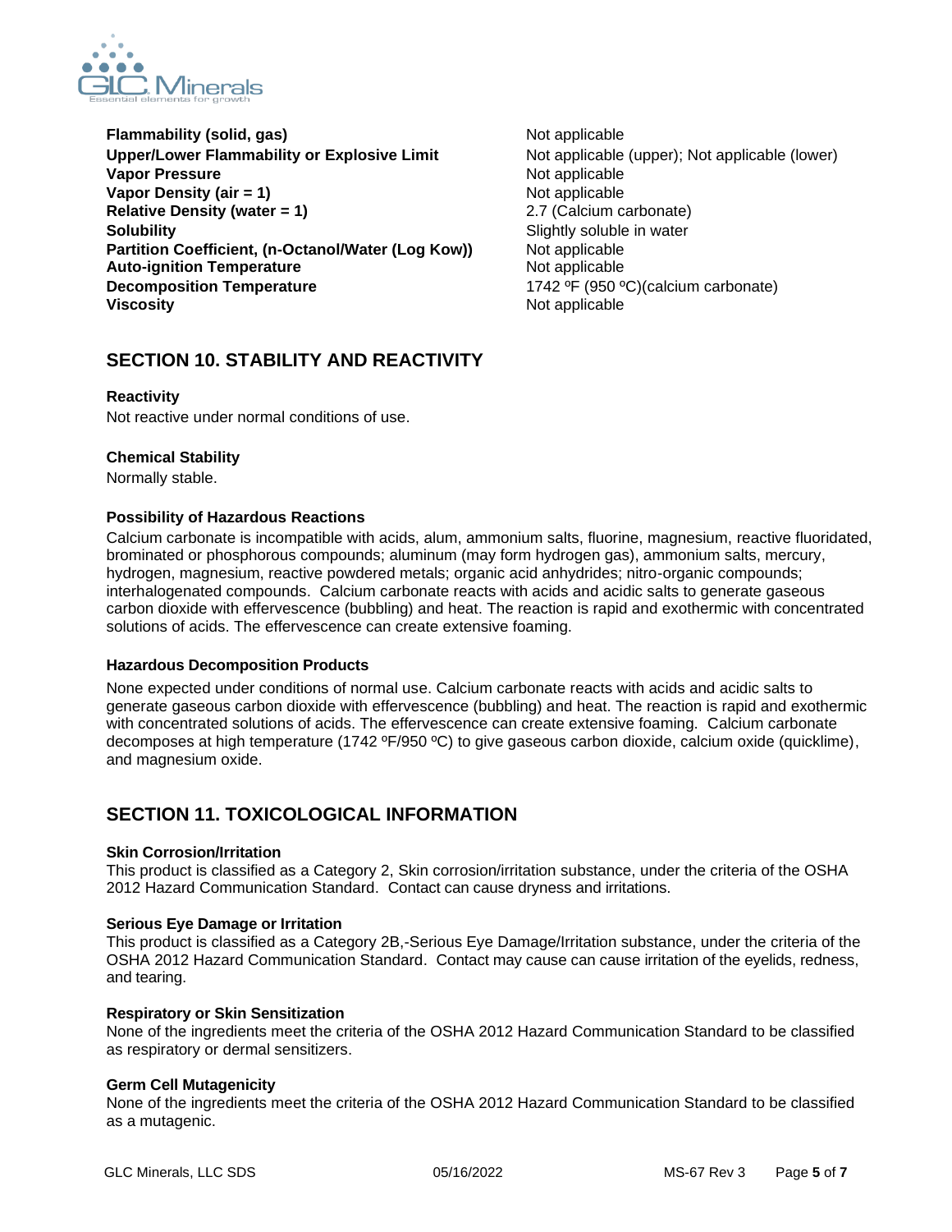| | |
|---|---|
| **Flammability (solid, gas)** | Not applicable |
| **Upper/Lower Flammability or Explosive Limit** | Not applicable (upper); Not applicable (lower) |
| **Vapor Pressure** | Not applicable |
| **Vapor Density (air = 1)** | Not applicable |
| **Relative Density (water = 1)** | 2.7 (Calcium carbonate) |
| **Solubility** | Slightly soluble in water |
| **Partition Coefficient, (n-Octanol/Water (Log Kow))** | Not applicable |
| **Auto-ignition Temperature** | Not applicable |
| **Decomposition Temperature** | 1742 ºF (950 ºC)(calcium carbonate) |
| **Viscosity** | Not applicable |

## SECTION 10. STABILITY AND REACTIVITY

**Reactivity**

Not reactive under normal conditions of use.

**Chemical Stability**

Normally stable.

**Possibility of Hazardous Reactions**

Calcium carbonate is incompatible with acids, alum, ammonium salts, fluorine, magnesium, reactive fluoridated, brominated or phosphorous compounds; aluminum (may form hydrogen gas), ammonium salts, mercury, hydrogen, magnesium, reactive powdered metals; organic acid anhydrides; nitro-organic compounds; interhalogenated compounds. Calcium carbonate reacts with acids and acidic salts to generate gaseous carbon dioxide with effervescence (bubbling) and heat. The reaction is rapid and exothermic with concentrated solutions of acids. The effervescence can create extensive foaming.

**Hazardous Decomposition Products**

None expected under conditions of normal use. Calcium carbonate reacts with acids and acidic salts to generate gaseous carbon dioxide with effervescence (bubbling) and heat. The reaction is rapid and exothermic with concentrated solutions of acids. The effervescence can create extensive foaming. Calcium carbonate decomposes at high temperature (1742 ºF/950 ºC) to give gaseous carbon dioxide, calcium oxide (quicklime), and magnesium oxide.

## SECTION 11. TOXICOLOGICAL INFORMATION

**Skin Corrosion/Irritation**

This product is classified as a Category 2, Skin corrosion/irritation substance, under the criteria of the OSHA 2012 Hazard Communication Standard. Contact can cause dryness and irritations.

**Serious Eye Damage or Irritation**

This product is classified as a Category 2B,-Serious Eye Damage/Irritation substance, under the criteria of the OSHA 2012 Hazard Communication Standard. Contact may cause can cause irritation of the eyelids, redness, and tearing.

**Respiratory or Skin Sensitization**

None of the ingredients meet the criteria of the OSHA 2012 Hazard Communication Standard to be classified as respiratory or dermal sensitizers.

**Germ Cell Mutagenicity**

None of the ingredients meet the criteria of the OSHA 2012 Hazard Communication Standard to be classified as a mutagenic.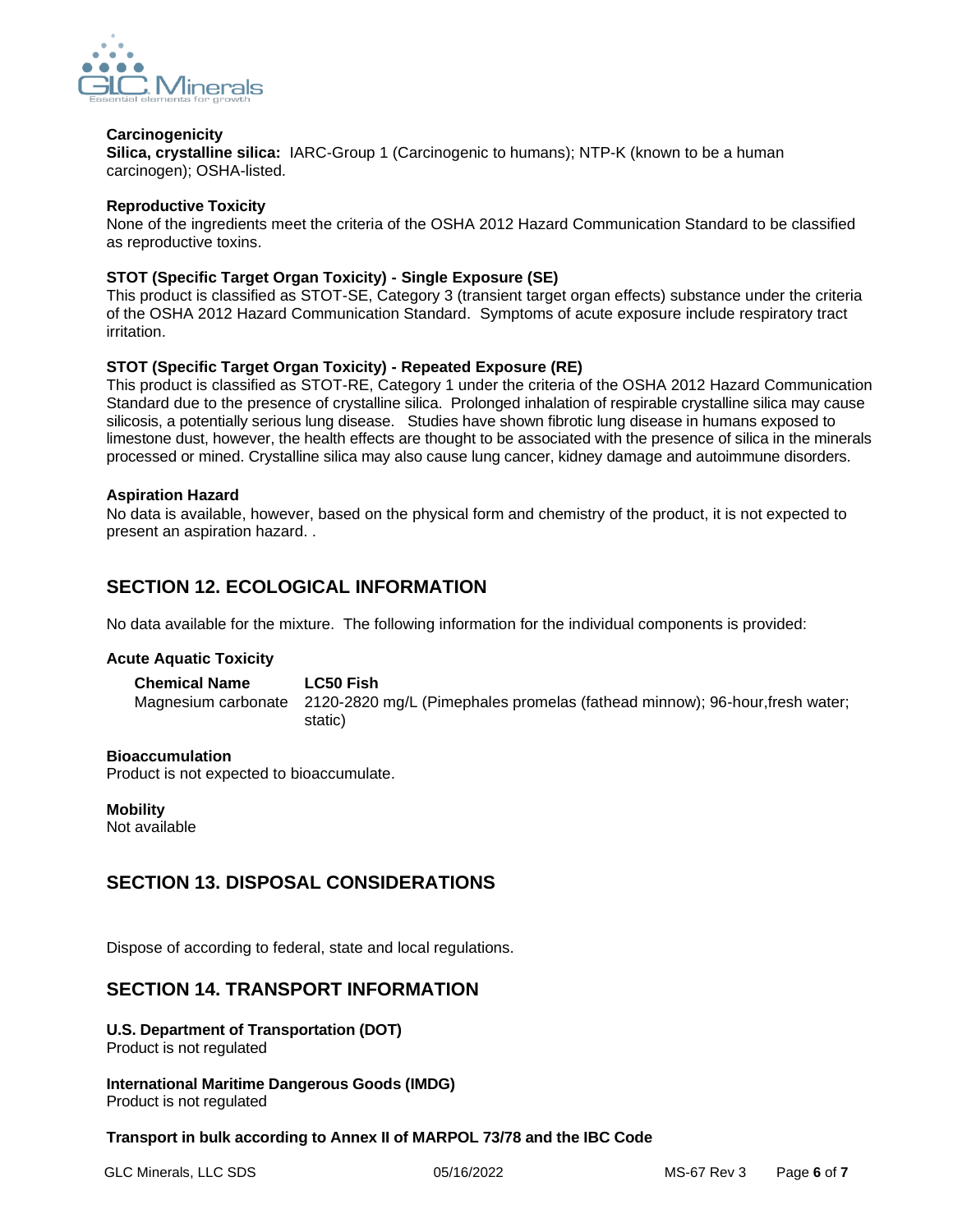**Carcinogenicity**

**Silica, crystalline silica:** IARC-Group 1 (Carcinogenic to humans); NTP-K (known to be a human carcinogen); OSHA-listed.

**Reproductive Toxicity**

None of the ingredients meet the criteria of the OSHA 2012 Hazard Communication Standard to be classified as reproductive toxins.

**STOT (Specific Target Organ Toxicity) - Single Exposure (SE)**

This product is classified as STOT-SE, Category 3 (transient target organ effects) substance under the criteria of the OSHA 2012 Hazard Communication Standard. Symptoms of acute exposure include respiratory tract irritation.

**STOT (Specific Target Organ Toxicity) - Repeated Exposure (RE)**

This product is classified as STOT-RE, Category 1 under the criteria of the OSHA 2012 Hazard Communication Standard due to the presence of crystalline silica. Prolonged inhalation of respirable crystalline silica may cause silicosis, a potentially serious lung disease. Studies have shown fibrotic lung disease in humans exposed to limestone dust, however, the health effects are thought to be associated with the presence of silica in the minerals processed or mined. Crystalline silica may also cause lung cancer, kidney damage and autoimmune disorders.

**Aspiration Hazard**

No data is available, however, based on the physical form and chemistry of the product, it is not expected to present an aspiration hazard. .

## SECTION 12. ECOLOGICAL INFORMATION

No data available for the mixture. The following information for the individual components is provided:

**Acute Aquatic Toxicity**

| Chemical Name | LC50 Fish |
|---|---|
| Magnesium carbonate | 2120-2820 mg/L (Pimephales promelas (fathead minnow); 96-hour,fresh water; static) |

**Bioaccumulation**

Product is not expected to bioaccumulate.

**Mobility**

Not available

## SECTION 13. DISPOSAL CONSIDERATIONS

Dispose of according to federal, state and local regulations.

## SECTION 14. TRANSPORT INFORMATION

**U.S. Department of Transportation (DOT)**

Product is not regulated

**International Maritime Dangerous Goods (IMDG)**

Product is not regulated

**Transport in bulk according to Annex II of MARPOL 73/78 and the IBC Code**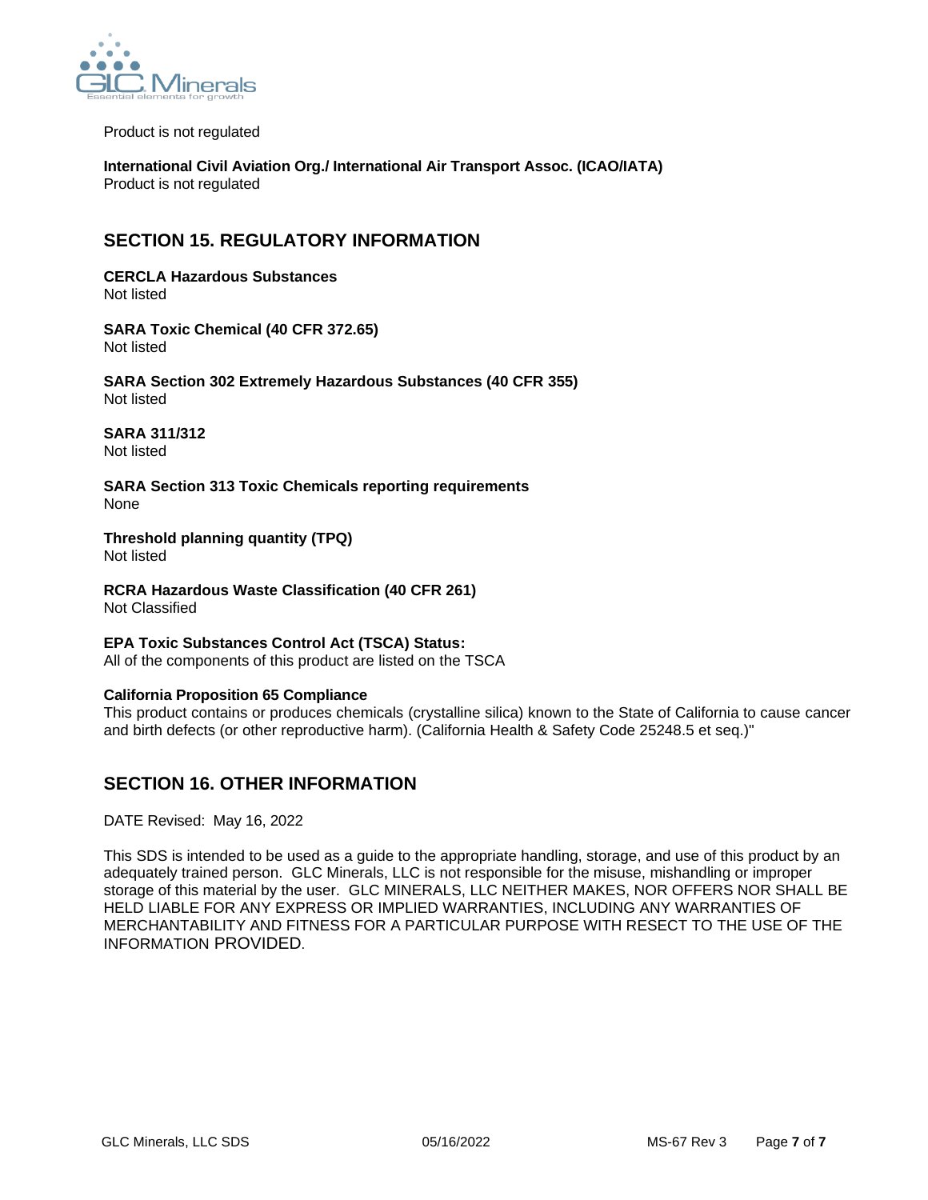Product is not regulated

**International Civil Aviation Org./ International Air Transport Assoc. (ICAO/IATA)**
Product is not regulated

## SECTION 15. REGULATORY INFORMATION

**CERCLA Hazardous Substances**
Not listed

**SARA Toxic Chemical (40 CFR 372.65)**
Not listed

**SARA Section 302 Extremely Hazardous Substances (40 CFR 355)**
Not listed

**SARA 311/312**
Not listed

**SARA Section 313 Toxic Chemicals reporting requirements**
None

**Threshold planning quantity (TPQ)**
Not listed

**RCRA Hazardous Waste Classification (40 CFR 261)**
Not Classified

**EPA Toxic Substances Control Act (TSCA) Status:**
All of the components of this product are listed on the TSCA

**California Proposition 65 Compliance**
This product contains or produces chemicals (crystalline silica) known to the State of California to cause cancer and birth defects (or other reproductive harm). (California Health & Safety Code 25248.5 et seq.)"

## SECTION 16. OTHER INFORMATION

DATE Revised: May 16, 2022

This SDS is intended to be used as a guide to the appropriate handling, storage, and use of this product by an adequately trained person. GLC Minerals, LLC is not responsible for the misuse, mishandling or improper storage of this material by the user. GLC MINERALS, LLC NEITHER MAKES, NOR OFFERS NOR SHALL BE HELD LIABLE FOR ANY EXPRESS OR IMPLIED WARRANTIES, INCLUDING ANY WARRANTIES OF MERCHANTABILITY AND FITNESS FOR A PARTICULAR PURPOSE WITH RESECT TO THE USE OF THE INFORMATION PROVIDED.